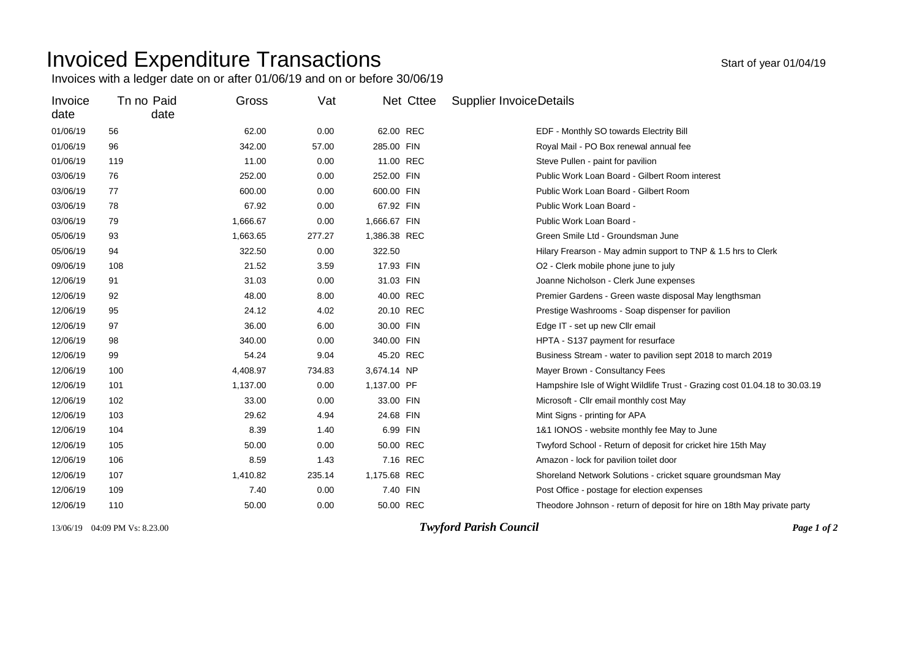# Invoiced Expenditure Transactions

Start of year 01/04/19

Invoices with a ledger date on or after 01/06/19 and on or before 30/06/19

| Invoice date | Tn no | Paid date | Gross | Vat | Net | Cttee | Supplier Invoice | Details |
|---|---|---|---|---|---|---|---|---|
| 01/06/19 | 56 | | 62.00 | 0.00 | 62.00 | REC | | EDF - Monthly SO towards Electrity Bill |
| 01/06/19 | 96 | | 342.00 | 57.00 | 285.00 | FIN | | Royal Mail - PO Box renewal annual fee |
| 01/06/19 | 119 | | 11.00 | 0.00 | 11.00 | REC | | Steve Pullen - paint for pavilion |
| 03/06/19 | 76 | | 252.00 | 0.00 | 252.00 | FIN | | Public Work Loan Board - Gilbert Room interest |
| 03/06/19 | 77 | | 600.00 | 0.00 | 600.00 | FIN | | Public Work Loan Board - Gilbert Room |
| 03/06/19 | 78 | | 67.92 | 0.00 | 67.92 | FIN | | Public Work Loan Board - |
| 03/06/19 | 79 | | 1,666.67 | 0.00 | 1,666.67 | FIN | | Public Work Loan Board - |
| 05/06/19 | 93 | | 1,663.65 | 277.27 | 1,386.38 | REC | | Green Smile Ltd - Groundsman June |
| 05/06/19 | 94 | | 322.50 | 0.00 | 322.50 | | | Hilary Frearson - May admin support to TNP & 1.5 hrs to Clerk |
| 09/06/19 | 108 | | 21.52 | 3.59 | 17.93 | FIN | | O2 - Clerk mobile phone june to july |
| 12/06/19 | 91 | | 31.03 | 0.00 | 31.03 | FIN | | Joanne Nicholson - Clerk June expenses |
| 12/06/19 | 92 | | 48.00 | 8.00 | 40.00 | REC | | Premier Gardens - Green waste disposal May lengthsman |
| 12/06/19 | 95 | | 24.12 | 4.02 | 20.10 | REC | | Prestige Washrooms - Soap dispenser for pavilion |
| 12/06/19 | 97 | | 36.00 | 6.00 | 30.00 | FIN | | Edge IT - set up new Cllr email |
| 12/06/19 | 98 | | 340.00 | 0.00 | 340.00 | FIN | | HPTA - S137 payment for resurface |
| 12/06/19 | 99 | | 54.24 | 9.04 | 45.20 | REC | | Business Stream - water to pavilion sept 2018 to march 2019 |
| 12/06/19 | 100 | | 4,408.97 | 734.83 | 3,674.14 | NP | | Mayer Brown - Consultancy Fees |
| 12/06/19 | 101 | | 1,137.00 | 0.00 | 1,137.00 | PF | | Hampshire Isle of Wight Wildlife Trust - Grazing cost 01.04.18 to 30.03.19 |
| 12/06/19 | 102 | | 33.00 | 0.00 | 33.00 | FIN | | Microsoft - Cllr email monthly cost May |
| 12/06/19 | 103 | | 29.62 | 4.94 | 24.68 | FIN | | Mint Signs - printing for APA |
| 12/06/19 | 104 | | 8.39 | 1.40 | 6.99 | FIN | | 1&1 IONOS - website monthly fee May to June |
| 12/06/19 | 105 | | 50.00 | 0.00 | 50.00 | REC | | Twyford School - Return of deposit for cricket hire 15th May |
| 12/06/19 | 106 | | 8.59 | 1.43 | 7.16 | REC | | Amazon - lock for pavilion toilet door |
| 12/06/19 | 107 | | 1,410.82 | 235.14 | 1,175.68 | REC | | Shoreland Network Solutions - cricket square groundsman May |
| 12/06/19 | 109 | | 7.40 | 0.00 | 7.40 | FIN | | Post Office - postage for election expenses |
| 12/06/19 | 110 | | 50.00 | 0.00 | 50.00 | REC | | Theodore Johnson - return of deposit for hire on 18th May private party |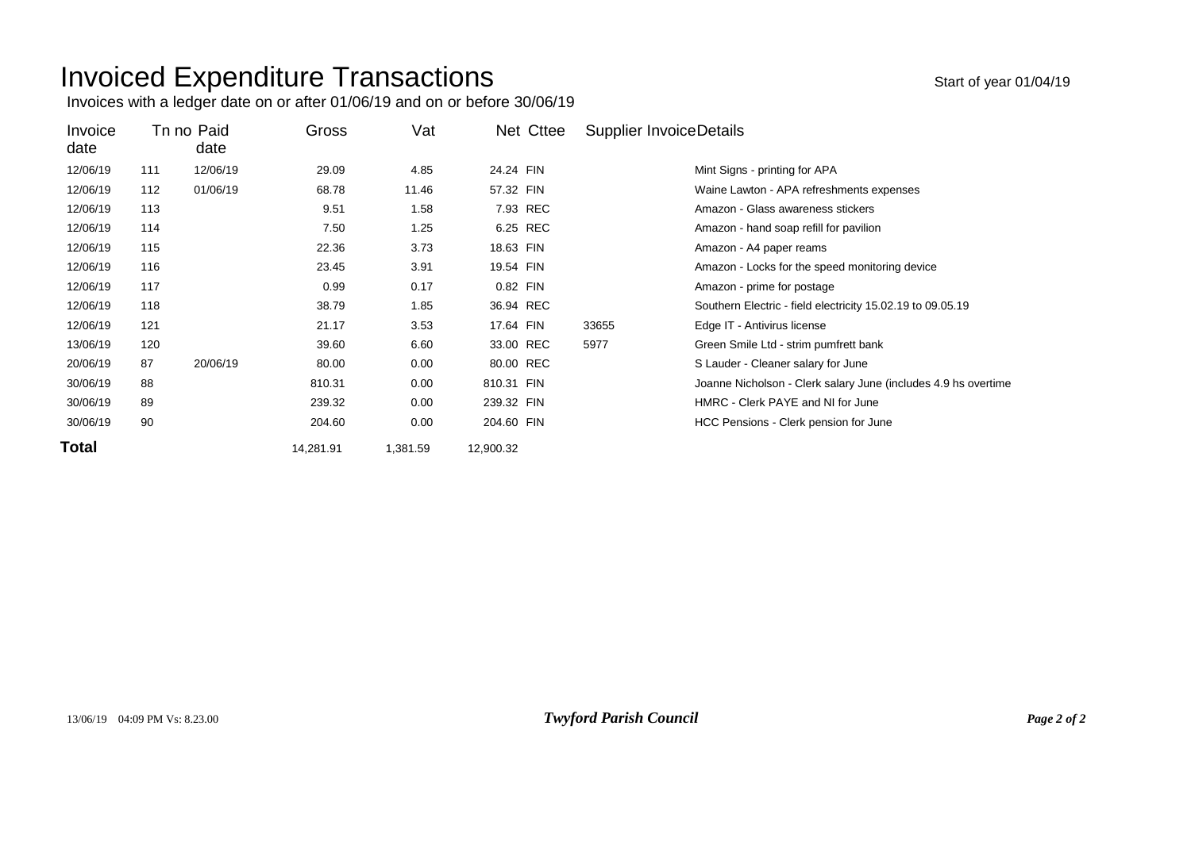# Invoiced Expenditure Transactions

Start of year 01/04/19

Invoices with a ledger date on or after 01/06/19 and on or before 30/06/19

| Invoice date | Tn no | Paid date | Gross | Vat | Net | Cttee | Supplier Invoice | Details |
|---|---|---|---|---|---|---|---|---|
| 12/06/19 | 111 | 12/06/19 | 29.09 | 4.85 | 24.24 | FIN | | Mint Signs - printing for APA |
| 12/06/19 | 112 | 01/06/19 | 68.78 | 11.46 | 57.32 | FIN | | Waine Lawton - APA refreshments expenses |
| 12/06/19 | 113 | | 9.51 | 1.58 | 7.93 | REC | | Amazon - Glass awareness stickers |
| 12/06/19 | 114 | | 7.50 | 1.25 | 6.25 | REC | | Amazon - hand soap refill for pavilion |
| 12/06/19 | 115 | | 22.36 | 3.73 | 18.63 | FIN | | Amazon - A4 paper reams |
| 12/06/19 | 116 | | 23.45 | 3.91 | 19.54 | FIN | | Amazon - Locks for the speed monitoring device |
| 12/06/19 | 117 | | 0.99 | 0.17 | 0.82 | FIN | | Amazon - prime for postage |
| 12/06/19 | 118 | | 38.79 | 1.85 | 36.94 | REC | | Southern Electric - field electricity 15.02.19 to 09.05.19 |
| 12/06/19 | 121 | | 21.17 | 3.53 | 17.64 | FIN | 33655 | Edge IT - Antivirus license |
| 13/06/19 | 120 | | 39.60 | 6.60 | 33.00 | REC | 5977 | Green Smile Ltd - strim pumfrett bank |
| 20/06/19 | 87 | 20/06/19 | 80.00 | 0.00 | 80.00 | REC | | S Lauder - Cleaner salary for June |
| 30/06/19 | 88 | | 810.31 | 0.00 | 810.31 | FIN | | Joanne Nicholson - Clerk salary June (includes 4.9 hs overtime |
| 30/06/19 | 89 | | 239.32 | 0.00 | 239.32 | FIN | | HMRC - Clerk PAYE and NI for June |
| 30/06/19 | 90 | | 204.60 | 0.00 | 204.60 | FIN | | HCC Pensions - Clerk pension for June |
| **Total** | | | 14,281.91 | 1,381.59 | 12,900.32 | | | |

13/06/19 04:09 PM Vs: 8.23.00

*Twyford Parish Council*